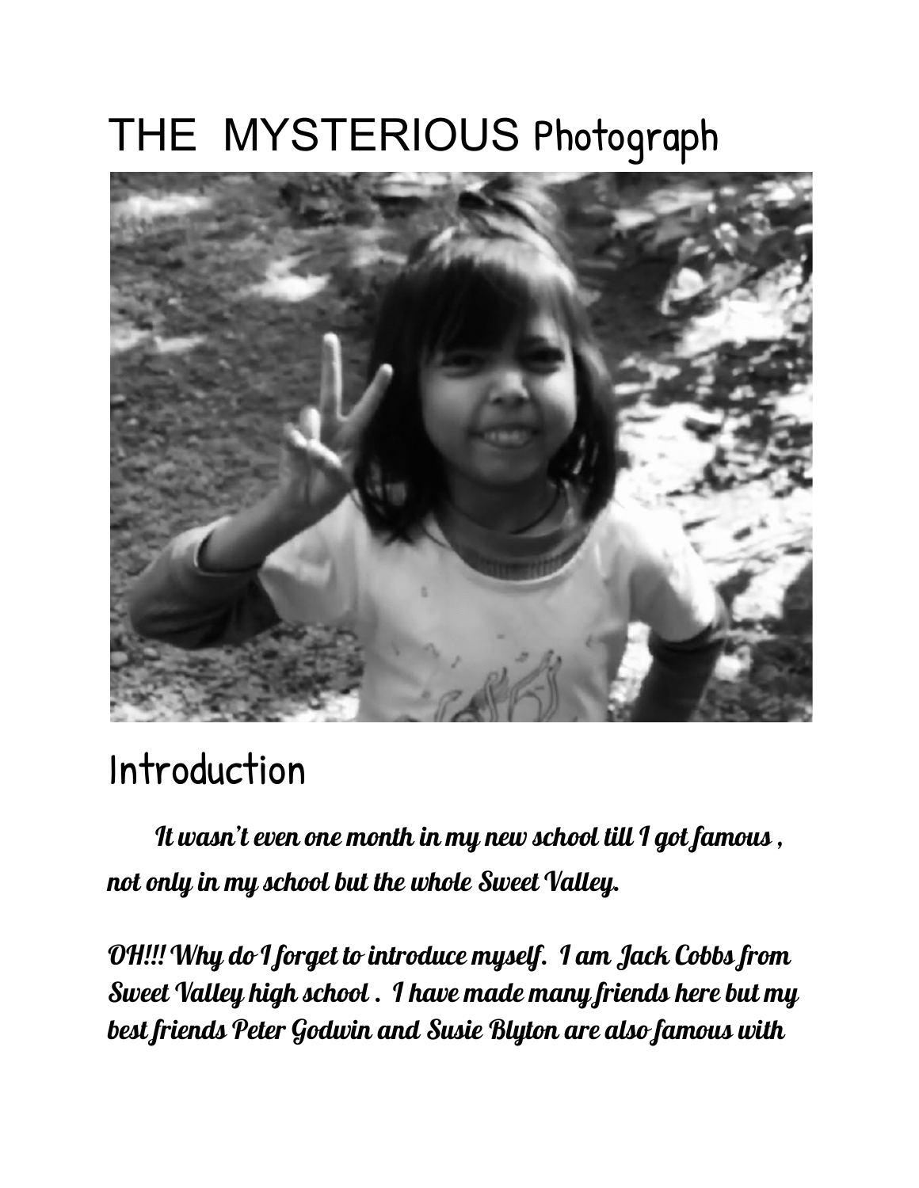# THE MYSTERIOUS Photograph

## Introduction

*It wasn't even one month in my new school till I got famous , not only in my school but the whole Sweet Valley.*

*OH!!! Why do I forget to introduce myself. I am Jack Cobbs from Sweet Valley high school . I have made many friends here but my best friends Peter Godwin and Susie Blyton are also famous with*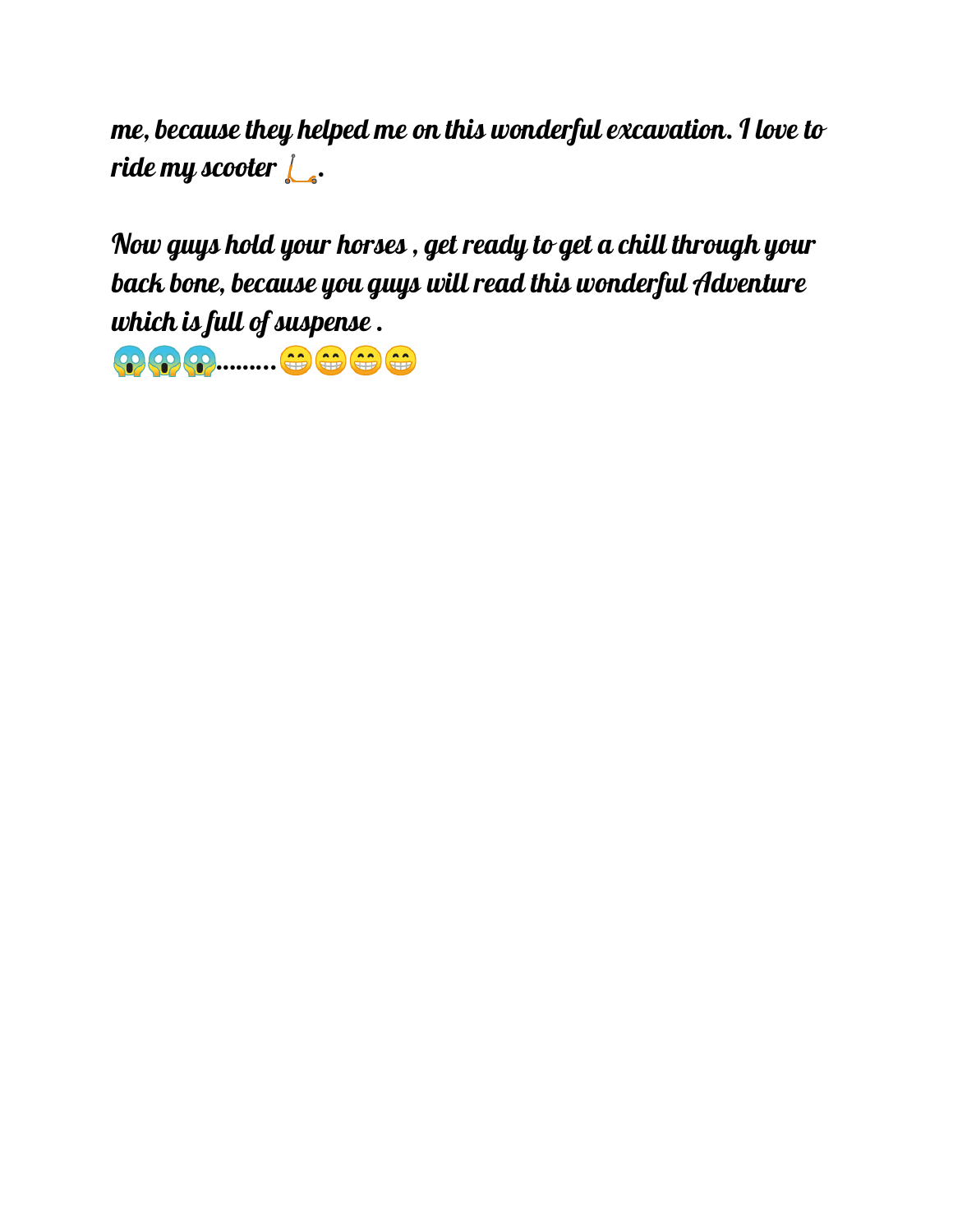*me, because they helped me on this wonderful excavation. I love to ride my scooter 🛴.*

*Now guys hold your horses , get ready to get a chill through your back bone, because you guys will read this wonderful Adventure which is full of suspense .*
😱😱😱.........😁😁😁😁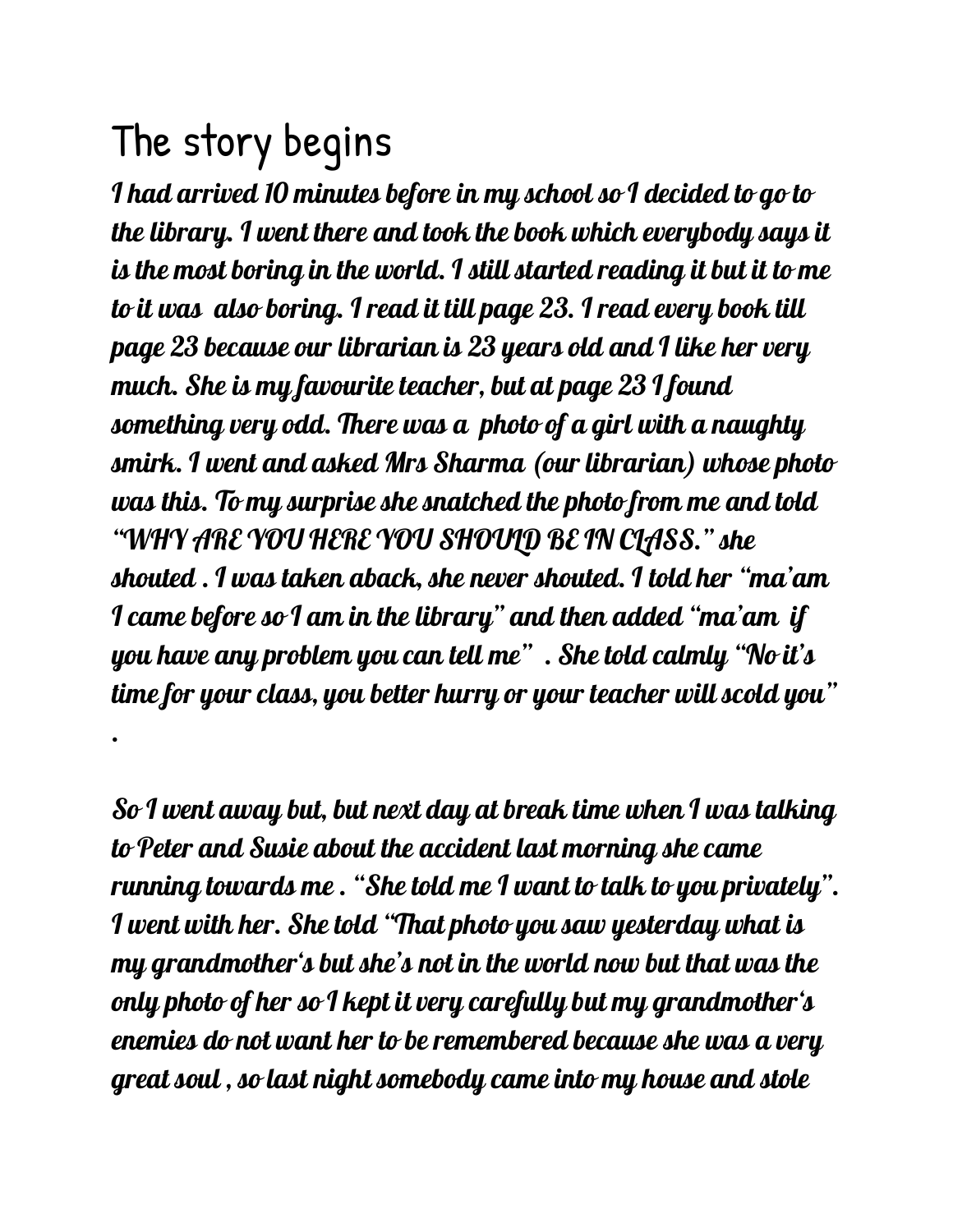# The story begins

*I had arrived 10 minutes before in my school so I decided to go to the library. I went there and took the book which everybody says it is the most boring in the world. I still started reading it but it to me to it was also boring. I read it till page 23. I read every book till page 23 because our librarian is 23 years old and I like her very much. She is my favourite teacher, but at page 23 I found something very odd. There was a photo of a girl with a naughty smirk. I went and asked Mrs Sharma (our librarian) whose photo was this. To my surprise she snatched the photo from me and told "WHY ARE YOU HERE YOU SHOULD BE IN CLASS." she shouted . I was taken aback, she never shouted. I told her "ma'am I came before so I am in the library" and then added "ma'am if you have any problem you can tell me" . She told calmly "No it's time for your class, you better hurry or your teacher will scold you" .*

*So I went away but, but next day at break time when I was talking to Peter and Susie about the accident last morning she came running towards me . "She told me I want to talk to you privately". I went with her. She told "That photo you saw yesterday what is my grandmother's but she's not in the world now but that was the only photo of her so I kept it very carefully but my grandmother's enemies do not want her to be remembered because she was a very great soul , so last night somebody came into my house and stole*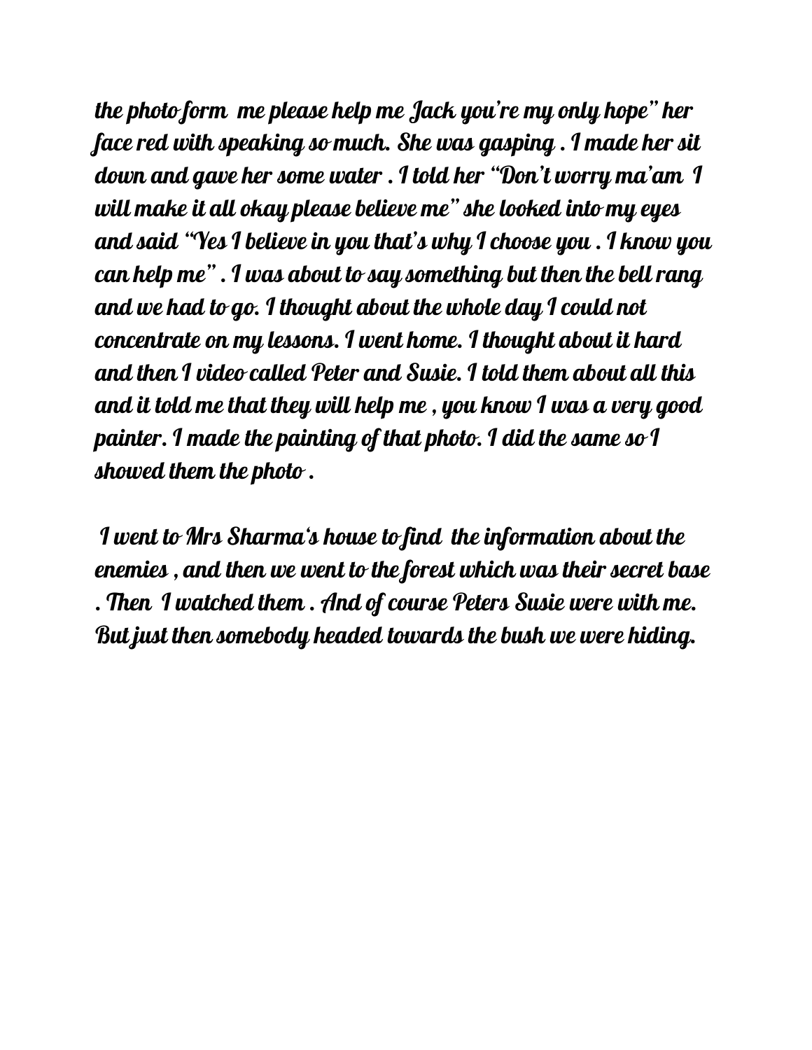the photo form  me please help me Jack you're my only hope" her face red with speaking so much. She was gasping . I made her sit down and gave her some water . I told her "Don't worry ma'am  I will make it all okay please believe me" she looked into my eyes and said "Yes I believe in you that's why I choose you . I know you can help me" . I was about to say something but then the bell rang and we had to go. I thought about the whole day I could not concentrate on my lessons. I went home. I thought about it hard and then I video called Peter and Susie. I told them about all this and it told me that they will help me , you know I was a very good painter. I made the painting of that photo. I did the same so I showed them the photo .

I went to Mrs Sharma's house to find  the information about the enemies , and then we went to the forest which was their secret base . Then  I watched them . And of course Peters Susie were with me. But just then somebody headed towards the bush we were hiding.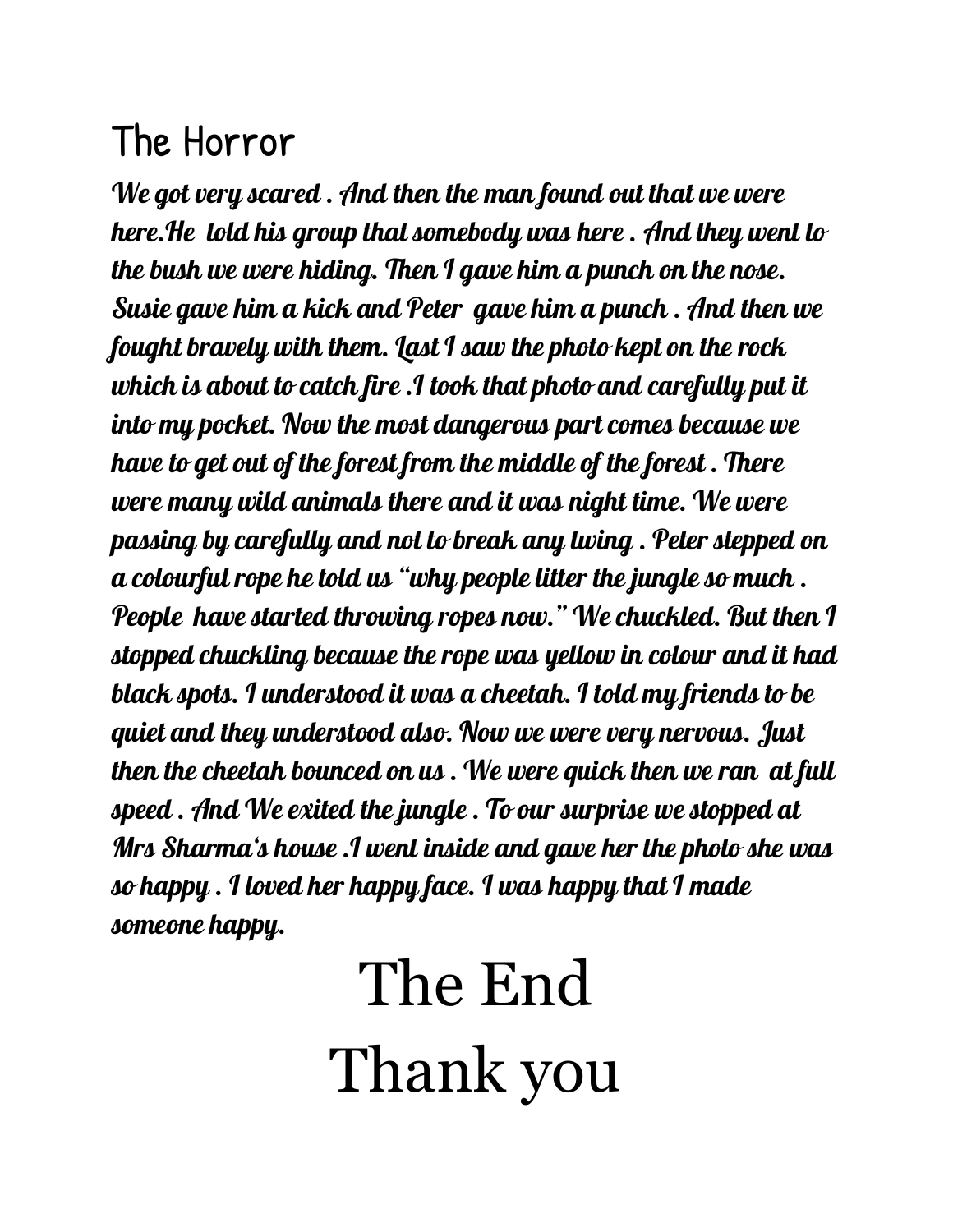## The Horror

***We got very scared . And then the man found out that we were here.He  told his group that somebody was here . And they went to the bush we were hiding. Then I gave him a punch on the nose. Susie gave him a kick and Peter  gave him a punch . And then we fought bravely with them. Last I saw the photo kept on the rock which is about to catch fire .I took that photo and carefully put it into my pocket. Now the most dangerous part comes because we have to get out of the forest from the middle of the forest . There were many wild animals there and it was night time. We were passing by carefully and not to break any twing . Peter stepped on a colourful rope he told us "why people litter the jungle so much . People  have started throwing ropes now." We chuckled. But then I stopped chuckling because the rope was yellow in colour and it had black spots. I understood it was a cheetah. I told my friends to be quiet and they understood also. Now we were very nervous. Just then the cheetah bounced on us . We were quick then we ran  at full speed . And We exited the jungle . To our surprise we stopped at Mrs Sharma's house .I went inside and gave her the photo she was so happy . I loved her happy face. I was happy that I made someone happy.***

# The End
# Thank you